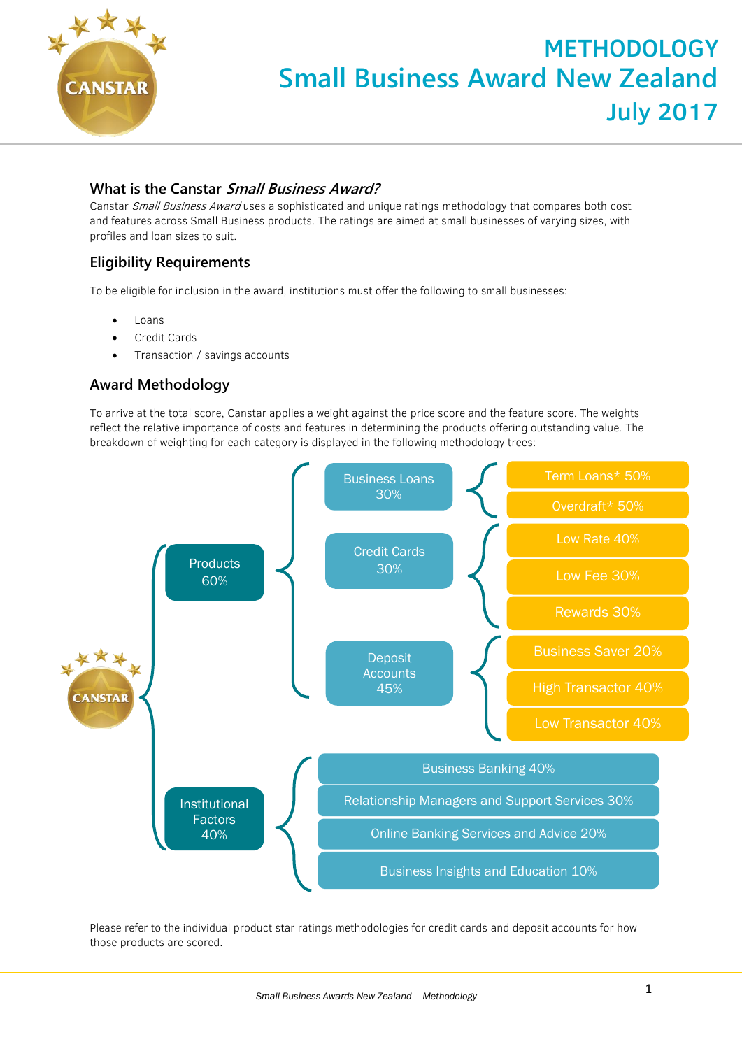# METHODOLOGY
# Small Business Award New Zealand
# July 2017

## What is the Canstar *Small Business Award?*

Canstar *Small Business Award* uses a sophisticated and unique ratings methodology that compares both cost and features across Small Business products. The ratings are aimed at small businesses of varying sizes, with profiles and loan sizes to suit.

## Eligibility Requirements

To be eligible for inclusion in the award, institutions must offer the following to small businesses:

- Loans
- Credit Cards
- Transaction / savings accounts

## Award Methodology

To arrive at the total score, Canstar applies a weight against the price score and the feature score. The weights reflect the relative importance of costs and features in determining the products offering outstanding value. The breakdown of weighting for each category is displayed in the following methodology trees:

- CANSTAR
  - Products 60%
    - Business Loans 30%
      - Term Loans* 50%
      - Overdraft* 50%
    - Credit Cards 30%
      - Low Rate 40%
      - Low Fee 30%
      - Rewards 30%
    - Deposit Accounts 45%
      - Business Saver 20%
      - High Transactor 40%
      - Low Transactor 40%
  - Institutional Factors 40%
    - Business Banking 40%
    - Relationship Managers and Support Services 30%
    - Online Banking Services and Advice 20%
    - Business Insights and Education 10%

Please refer to the individual product star ratings methodologies for credit cards and deposit accounts for how those products are scored.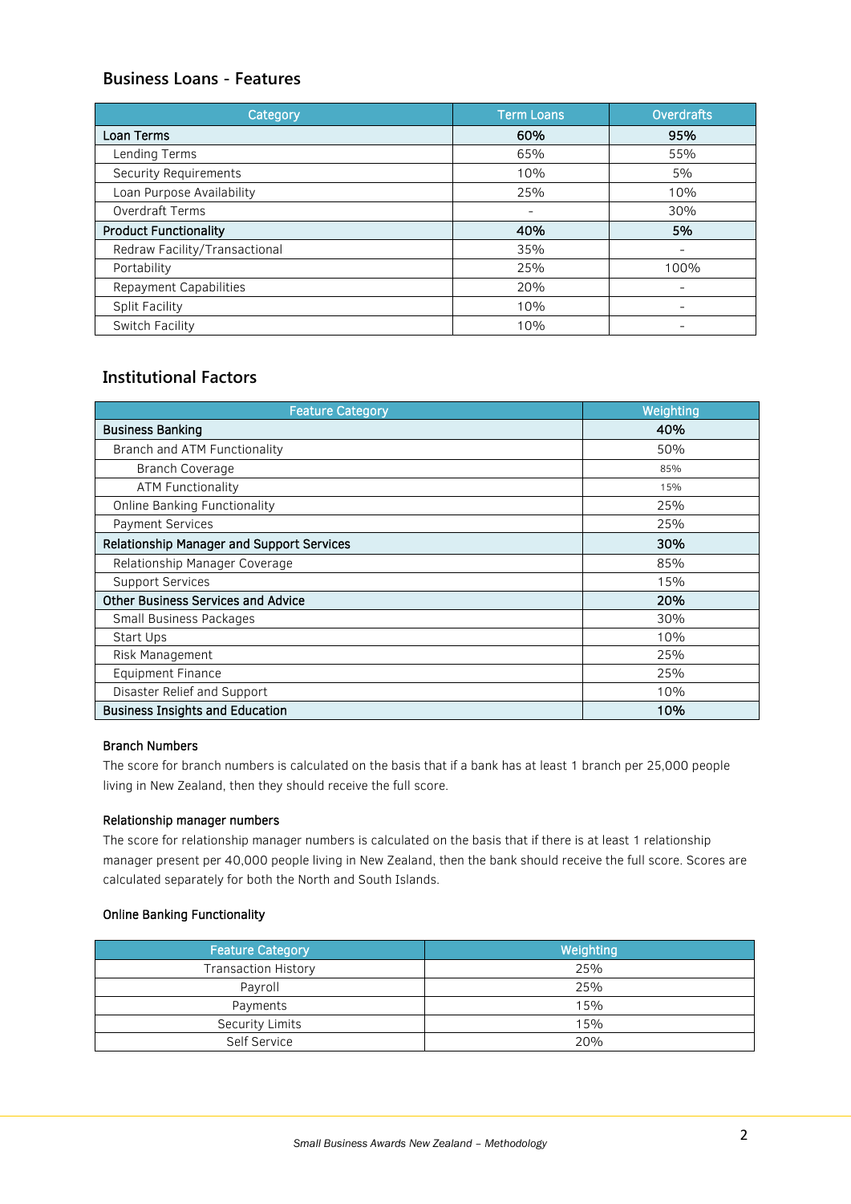## Business Loans - Features

| Category | Term Loans | Overdrafts |
|---|---|---|
| **Loan Terms** | **60%** | **95%** |
| Lending Terms | 65% | 55% |
| Security Requirements | 10% | 5% |
| Loan Purpose Availability | 25% | 10% |
| Overdraft Terms | - | 30% |
| **Product Functionality** | **40%** | **5%** |
| Redraw Facility/Transactional | 35% | - |
| Portability | 25% | 100% |
| Repayment Capabilities | 20% | - |
| Split Facility | 10% | - |
| Switch Facility | 10% | - |

## Institutional Factors

| Feature Category | Weighting |
|---|---|
| **Business Banking** | **40%** |
| Branch and ATM Functionality | 50% |
| Branch Coverage | 85% |
| ATM Functionality | 15% |
| Online Banking Functionality | 25% |
| Payment Services | 25% |
| **Relationship Manager and Support Services** | **30%** |
| Relationship Manager Coverage | 85% |
| Support Services | 15% |
| **Other Business Services and Advice** | **20%** |
| Small Business Packages | 30% |
| Start Ups | 10% |
| Risk Management | 25% |
| Equipment Finance | 25% |
| Disaster Relief and Support | 10% |
| **Business Insights and Education** | **10%** |

### Branch Numbers

The score for branch numbers is calculated on the basis that if a bank has at least 1 branch per 25,000 people living in New Zealand, then they should receive the full score.

### Relationship manager numbers

The score for relationship manager numbers is calculated on the basis that if there is at least 1 relationship manager present per 40,000 people living in New Zealand, then the bank should receive the full score. Scores are calculated separately for both the North and South Islands.

### Online Banking Functionality

| Feature Category | Weighting |
|---|---|
| Transaction History | 25% |
| Payroll | 25% |
| Payments | 15% |
| Security Limits | 15% |
| Self Service | 20% |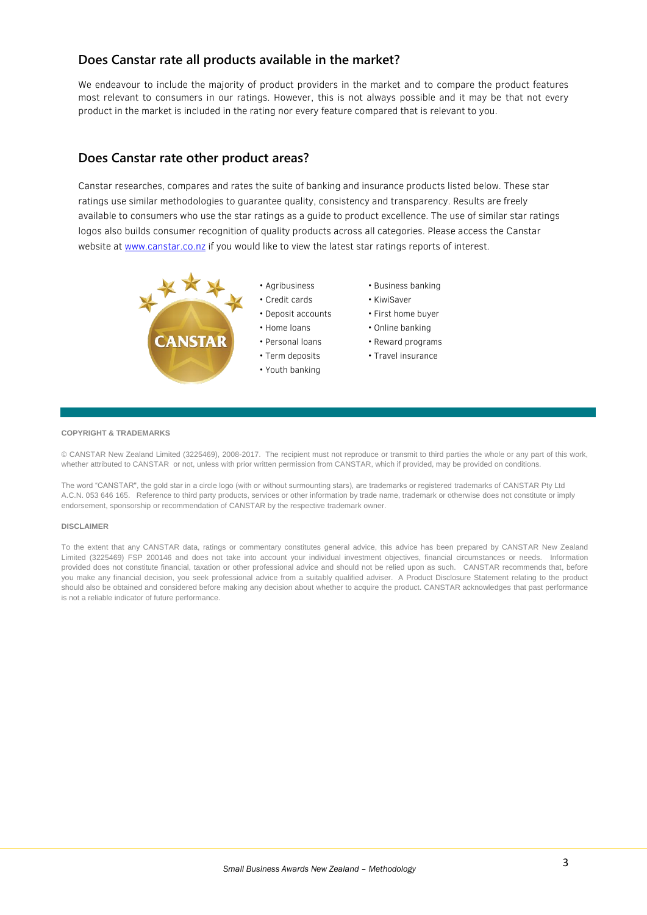## Does Canstar rate all products available in the market?

We endeavour to include the majority of product providers in the market and to compare the product features most relevant to consumers in our ratings. However, this is not always possible and it may be that not every product in the market is included in the rating nor every feature compared that is relevant to you.

## Does Canstar rate other product areas?

Canstar researches, compares and rates the suite of banking and insurance products listed below. These star ratings use similar methodologies to guarantee quality, consistency and transparency. Results are freely available to consumers who use the star ratings as a guide to product excellence. The use of similar star ratings logos also builds consumer recognition of quality products across all categories. Please access the Canstar website at www.canstar.co.nz if you would like to view the latest star ratings reports of interest.

- Agribusiness
- Credit cards
- Deposit accounts
- Home loans
- Personal loans
- Term deposits
- Youth banking
- Business banking
- KiwiSaver
- First home buyer
- Online banking
- Reward programs
- Travel insurance

**COPYRIGHT & TRADEMARKS**

© CANSTAR New Zealand Limited (3225469), 2008-2017. The recipient must not reproduce or transmit to third parties the whole or any part of this work, whether attributed to CANSTAR or not, unless with prior written permission from CANSTAR, which if provided, may be provided on conditions.

The word "CANSTAR", the gold star in a circle logo (with or without surmounting stars), are trademarks or registered trademarks of CANSTAR Pty Ltd A.C.N. 053 646 165. Reference to third party products, services or other information by trade name, trademark or otherwise does not constitute or imply endorsement, sponsorship or recommendation of CANSTAR by the respective trademark owner.

**DISCLAIMER**

To the extent that any CANSTAR data, ratings or commentary constitutes general advice, this advice has been prepared by CANSTAR New Zealand Limited (3225469) FSP 200146 and does not take into account your individual investment objectives, financial circumstances or needs. Information provided does not constitute financial, taxation or other professional advice and should not be relied upon as such. CANSTAR recommends that, before you make any financial decision, you seek professional advice from a suitably qualified adviser. A Product Disclosure Statement relating to the product should also be obtained and considered before making any decision about whether to acquire the product. CANSTAR acknowledges that past performance is not a reliable indicator of future performance.